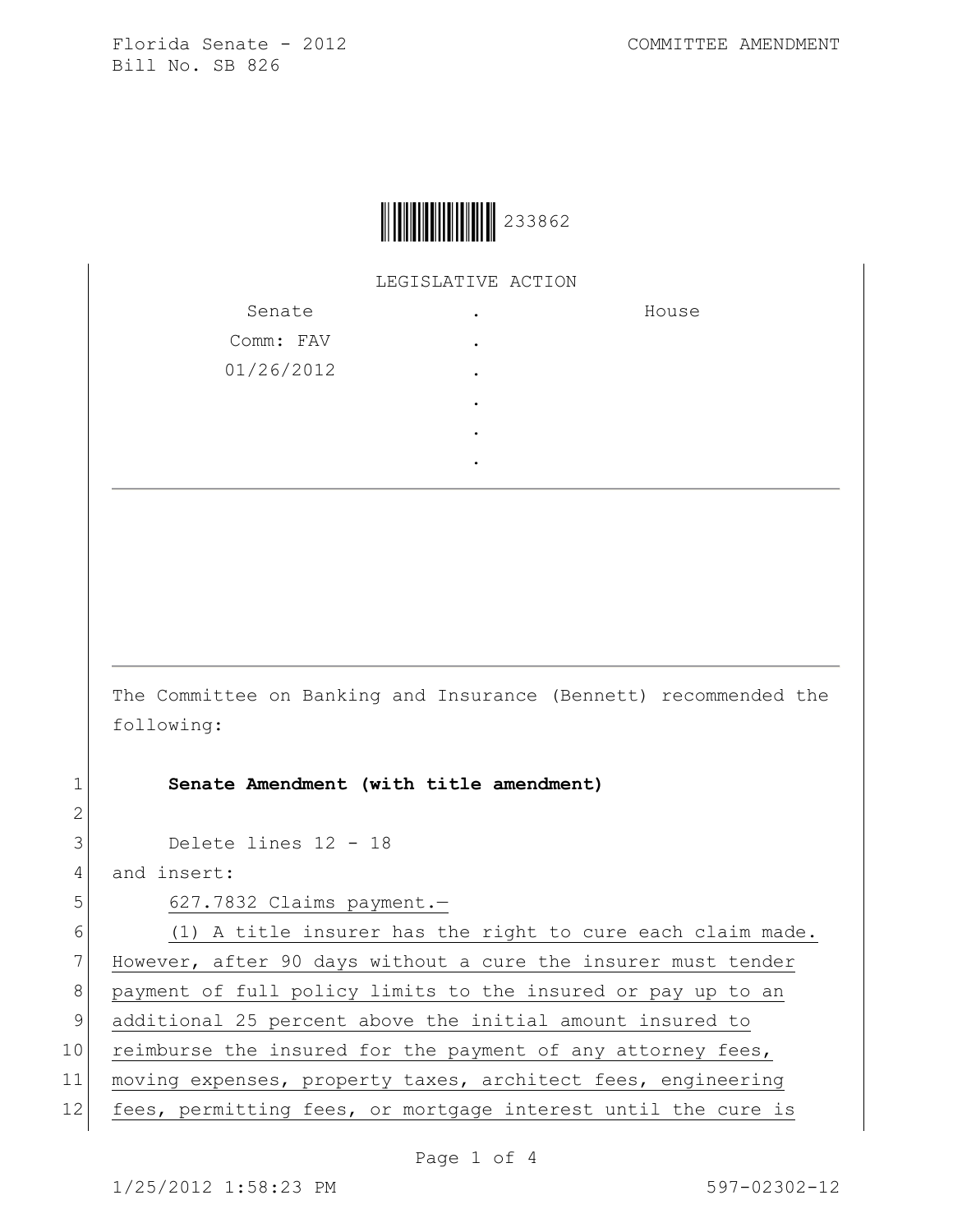Florida Senate - 2012
Bill No. SB 826

COMMITTEE AMENDMENT

233862

LEGISLATIVE ACTION

| Senate | . | House |
|---|---|---|
| Comm: FAV | . | |
| 01/26/2012 | . | |
| | . | |
| | . | |
| | . | |

The Committee on Banking and Insurance (Bennett) recommended the following:

1 **Senate Amendment (with title amendment)**

2

3 Delete lines 12 - 18

4 and insert:

5 627.7832 Claims payment.—

6 (1) A title insurer has the right to cure each claim made.
7 However, after 90 days without a cure the insurer must tender
8 payment of full policy limits to the insured or pay up to an
9 additional 25 percent above the initial amount insured to
10 reimburse the insured for the payment of any attorney fees,
11 moving expenses, property taxes, architect fees, engineering
12 fees, permitting fees, or mortgage interest until the cure is

1/25/2012 1:58:23 PM 597-02302-12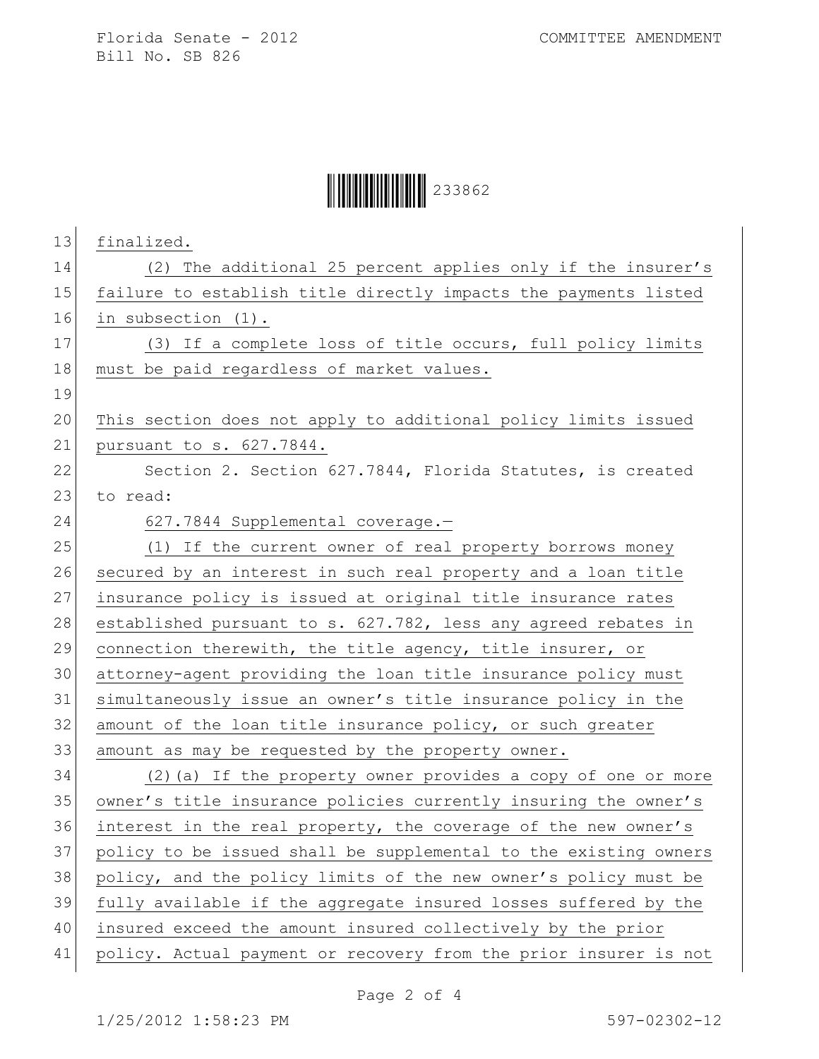finalized.

(2) The additional 25 percent applies only if the insurer's failure to establish title directly impacts the payments listed in subsection (1).

(3) If a complete loss of title occurs, full policy limits must be paid regardless of market values.

This section does not apply to additional policy limits issued pursuant to s. 627.7844.

Section 2. Section 627.7844, Florida Statutes, is created to read:

627.7844 Supplemental coverage.—

(1) If the current owner of real property borrows money secured by an interest in such real property and a loan title insurance policy is issued at original title insurance rates established pursuant to s. 627.782, less any agreed rebates in connection therewith, the title agency, title insurer, or attorney-agent providing the loan title insurance policy must simultaneously issue an owner's title insurance policy in the amount of the loan title insurance policy, or such greater amount as may be requested by the property owner.

(2)(a) If the property owner provides a copy of one or more owner's title insurance policies currently insuring the owner's interest in the real property, the coverage of the new owner's policy to be issued shall be supplemental to the existing owners policy, and the policy limits of the new owner's policy must be fully available if the aggregate insured losses suffered by the insured exceed the amount insured collectively by the prior policy. Actual payment or recovery from the prior insurer is not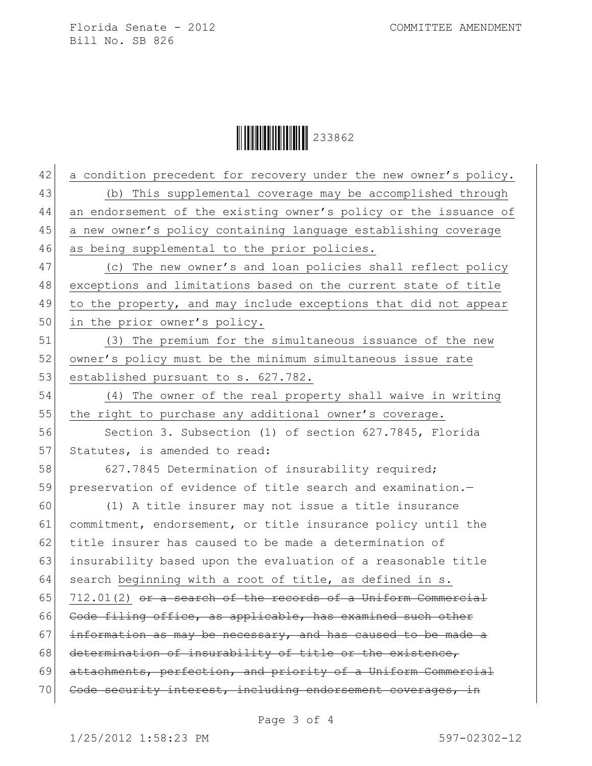a condition precedent for recovery under the new owner's policy.

(b) This supplemental coverage may be accomplished through an endorsement of the existing owner's policy or the issuance of a new owner's policy containing language establishing coverage as being supplemental to the prior policies.

(c) The new owner's and loan policies shall reflect policy exceptions and limitations based on the current state of title to the property, and may include exceptions that did not appear in the prior owner's policy.

(3) The premium for the simultaneous issuance of the new owner's policy must be the minimum simultaneous issue rate established pursuant to s. 627.782.

(4) The owner of the real property shall waive in writing the right to purchase any additional owner's coverage.

Section 3. Subsection (1) of section 627.7845, Florida Statutes, is amended to read:

627.7845 Determination of insurability required; preservation of evidence of title search and examination.—

(1) A title insurer may not issue a title insurance commitment, endorsement, or title insurance policy until the title insurer has caused to be made a determination of insurability based upon the evaluation of a reasonable title search beginning with a root of title, as defined in s. 712.01(2) ~~or a search of the records of a Uniform Commercial Code filing office, as applicable, has examined such other information as may be necessary, and has caused to be made a determination of insurability of title or the existence, attachments, perfection, and priority of a Uniform Commercial Code security interest, including endorsement coverages, in~~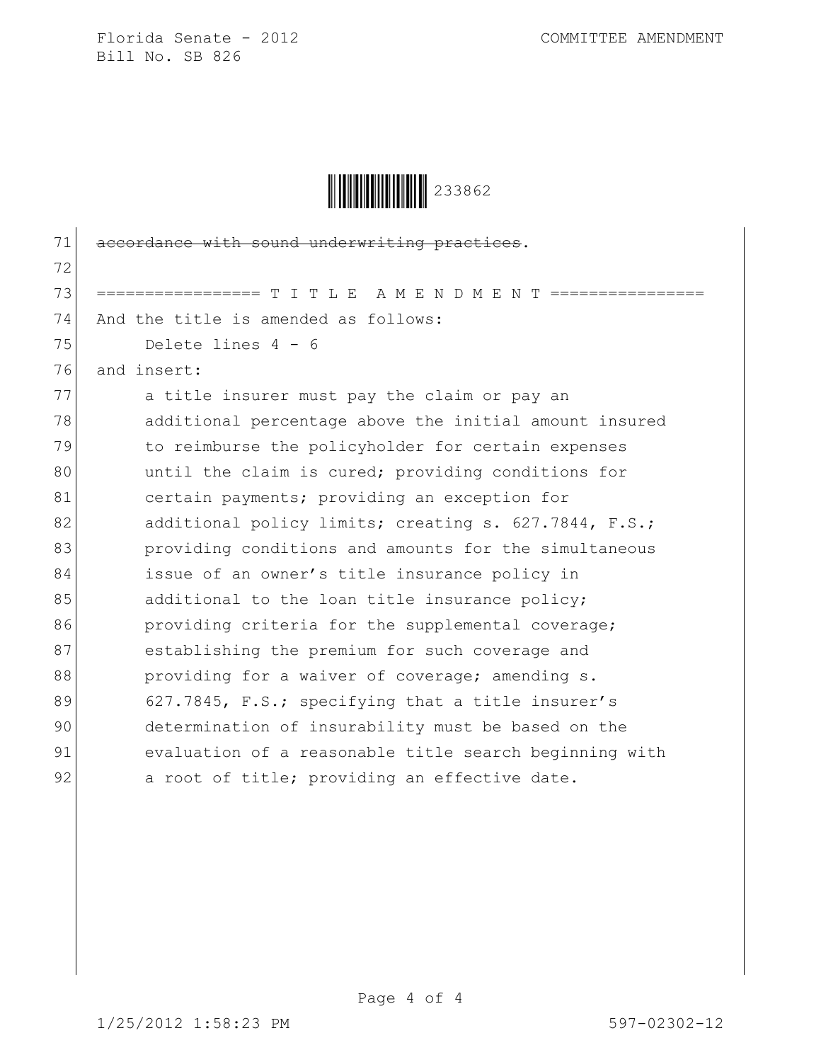~~accordance with sound underwriting practices~~.

================= T I T L E  A M E N D M E N T ================

And the title is amended as follows:

Delete lines 4 - 6

and insert:

a title insurer must pay the claim or pay an additional percentage above the initial amount insured to reimburse the policyholder for certain expenses until the claim is cured; providing conditions for certain payments; providing an exception for additional policy limits; creating s. 627.7844, F.S.; providing conditions and amounts for the simultaneous issue of an owner's title insurance policy in additional to the loan title insurance policy; providing criteria for the supplemental coverage; establishing the premium for such coverage and providing for a waiver of coverage; amending s. 627.7845, F.S.; specifying that a title insurer's determination of insurability must be based on the evaluation of a reasonable title search beginning with a root of title; providing an effective date.